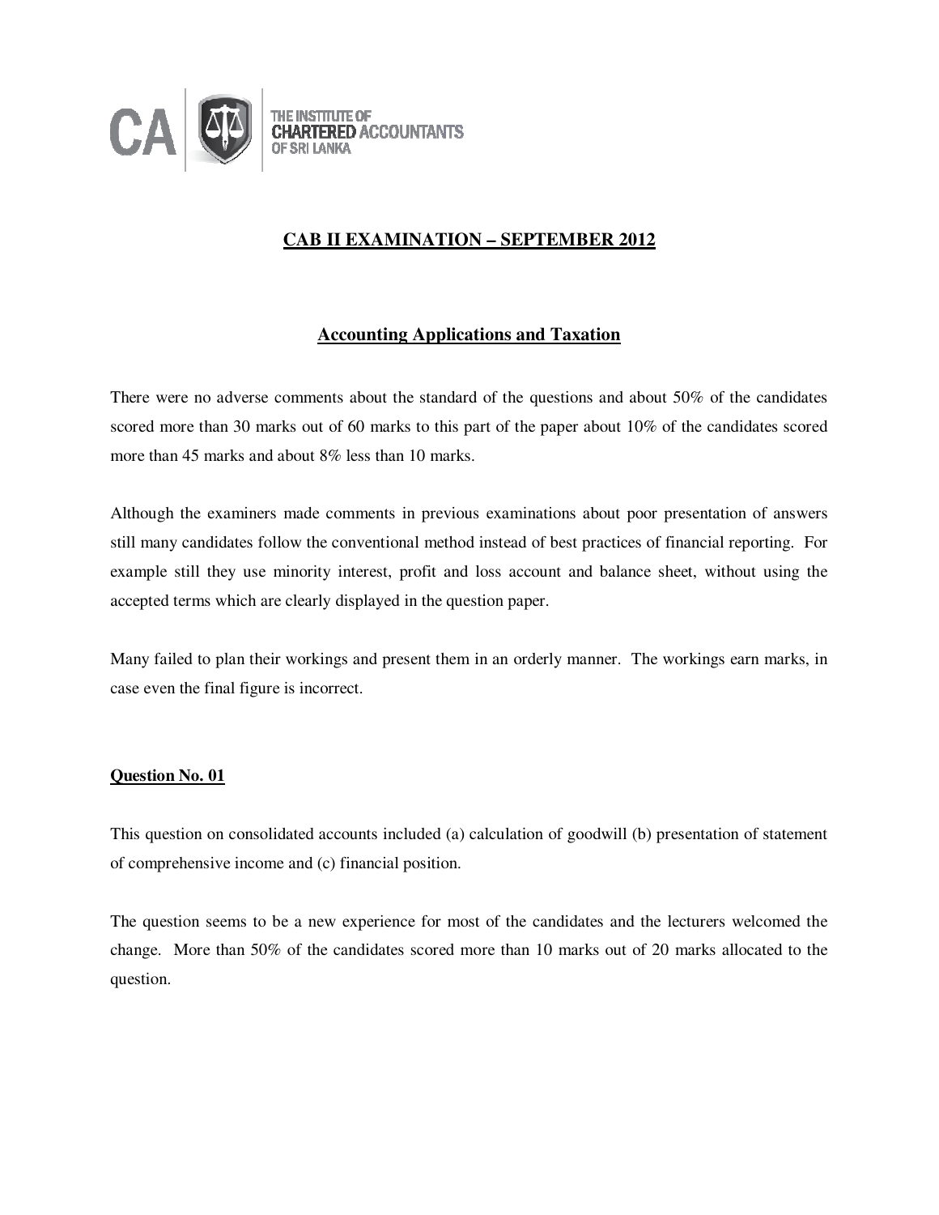THE INSTITUTE OF CHARTERED ACCOUNTANTS OF SRI LANKA

# CAB II EXAMINATION – SEPTEMBER 2012

## Accounting Applications and Taxation

There were no adverse comments about the standard of the questions and about 50% of the candidates scored more than 30 marks out of 60 marks to this part of the paper about 10% of the candidates scored more than 45 marks and about 8% less than 10 marks.

Although the examiners made comments in previous examinations about poor presentation of answers still many candidates follow the conventional method instead of best practices of financial reporting. For example still they use minority interest, profit and loss account and balance sheet, without using the accepted terms which are clearly displayed in the question paper.

Many failed to plan their workings and present them in an orderly manner. The workings earn marks, in case even the final figure is incorrect.

### Question No. 01

This question on consolidated accounts included (a) calculation of goodwill (b) presentation of statement of comprehensive income and (c) financial position.

The question seems to be a new experience for most of the candidates and the lecturers welcomed the change. More than 50% of the candidates scored more than 10 marks out of 20 marks allocated to the question.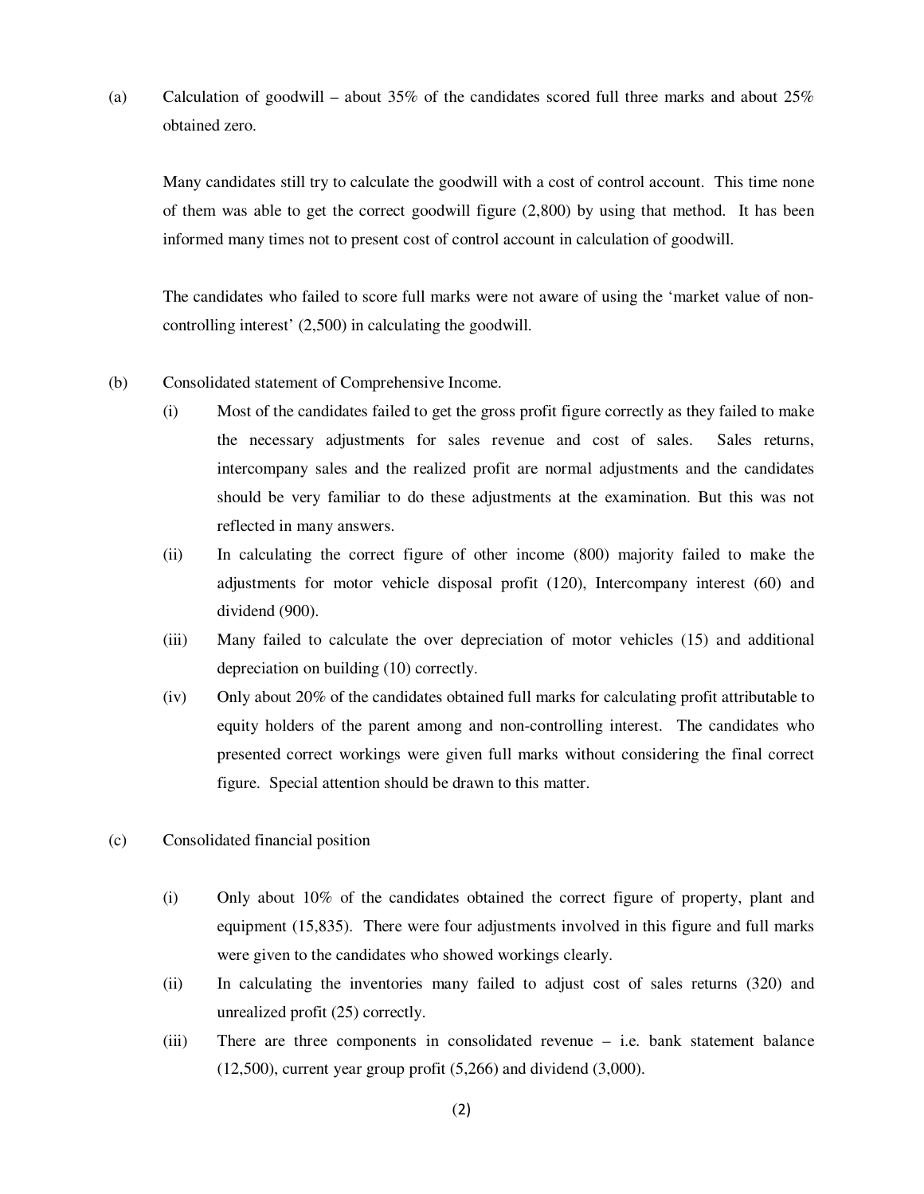(a) Calculation of goodwill – about 35% of the candidates scored full three marks and about 25% obtained zero.

Many candidates still try to calculate the goodwill with a cost of control account. This time none of them was able to get the correct goodwill figure (2,800) by using that method. It has been informed many times not to present cost of control account in calculation of goodwill.

The candidates who failed to score full marks were not aware of using the 'market value of non-controlling interest' (2,500) in calculating the goodwill.

(b) Consolidated statement of Comprehensive Income.

(i) Most of the candidates failed to get the gross profit figure correctly as they failed to make the necessary adjustments for sales revenue and cost of sales. Sales returns, intercompany sales and the realized profit are normal adjustments and the candidates should be very familiar to do these adjustments at the examination. But this was not reflected in many answers.

(ii) In calculating the correct figure of other income (800) majority failed to make the adjustments for motor vehicle disposal profit (120), Intercompany interest (60) and dividend (900).

(iii) Many failed to calculate the over depreciation of motor vehicles (15) and additional depreciation on building (10) correctly.

(iv) Only about 20% of the candidates obtained full marks for calculating profit attributable to equity holders of the parent among and non-controlling interest. The candidates who presented correct workings were given full marks without considering the final correct figure. Special attention should be drawn to this matter.

(c) Consolidated financial position

(i) Only about 10% of the candidates obtained the correct figure of property, plant and equipment (15,835). There were four adjustments involved in this figure and full marks were given to the candidates who showed workings clearly.

(ii) In calculating the inventories many failed to adjust cost of sales returns (320) and unrealized profit (25) correctly.

(iii) There are three components in consolidated revenue – i.e. bank statement balance (12,500), current year group profit (5,266) and dividend (3,000).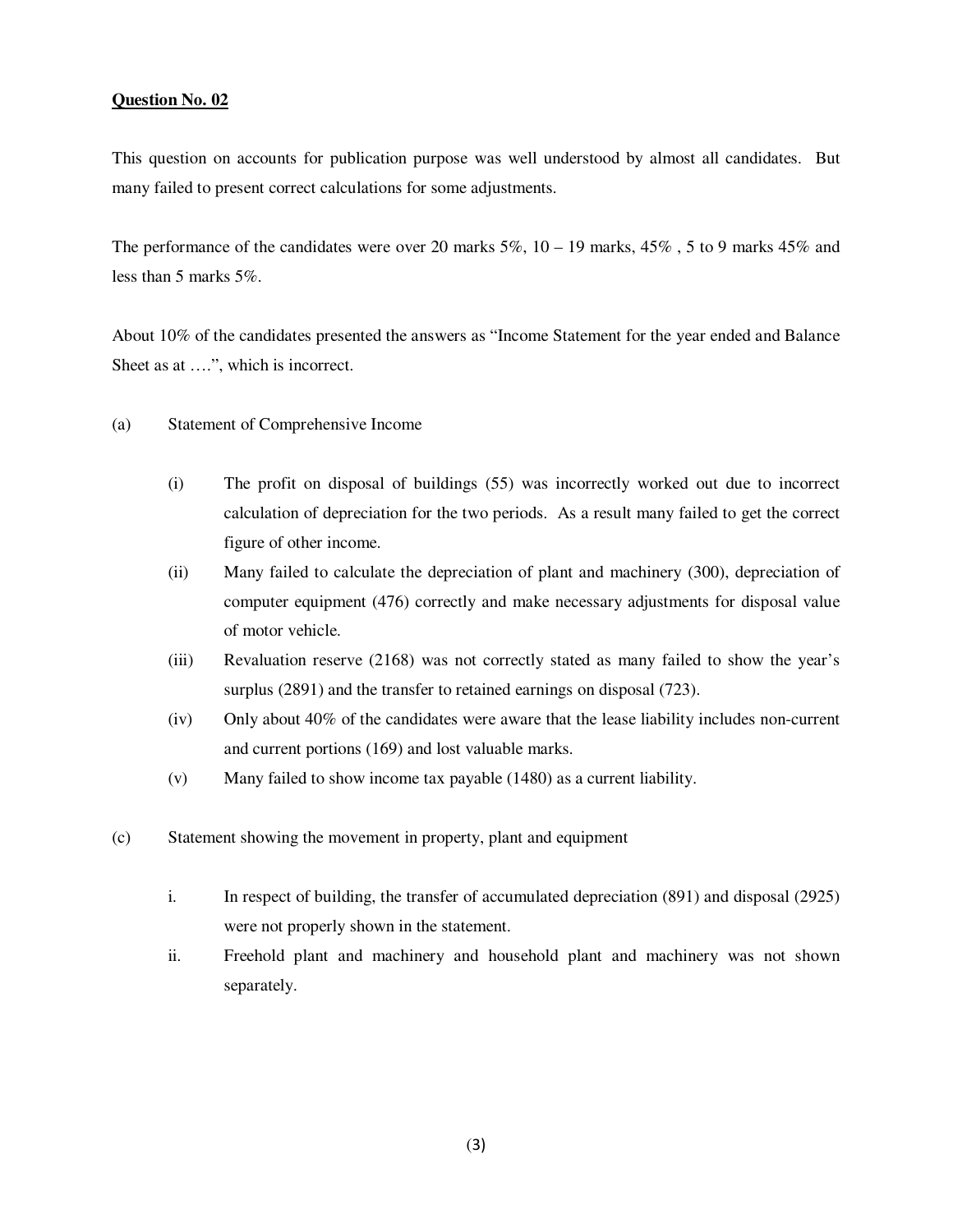**Question No. 02**

This question on accounts for publication purpose was well understood by almost all candidates. But many failed to present correct calculations for some adjustments.

The performance of the candidates were over 20 marks 5%, 10 – 19 marks, 45% , 5 to 9 marks 45% and less than 5 marks 5%.

About 10% of the candidates presented the answers as "Income Statement for the year ended and Balance Sheet as at ….", which is incorrect.

(a) Statement of Comprehensive Income

  (i) The profit on disposal of buildings (55) was incorrectly worked out due to incorrect calculation of depreciation for the two periods. As a result many failed to get the correct figure of other income.

  (ii) Many failed to calculate the depreciation of plant and machinery (300), depreciation of computer equipment (476) correctly and make necessary adjustments for disposal value of motor vehicle.

  (iii) Revaluation reserve (2168) was not correctly stated as many failed to show the year's surplus (2891) and the transfer to retained earnings on disposal (723).

  (iv) Only about 40% of the candidates were aware that the lease liability includes non-current and current portions (169) and lost valuable marks.

  (v) Many failed to show income tax payable (1480) as a current liability.

(c) Statement showing the movement in property, plant and equipment

  i. In respect of building, the transfer of accumulated depreciation (891) and disposal (2925) were not properly shown in the statement.

  ii. Freehold plant and machinery and household plant and machinery was not shown separately.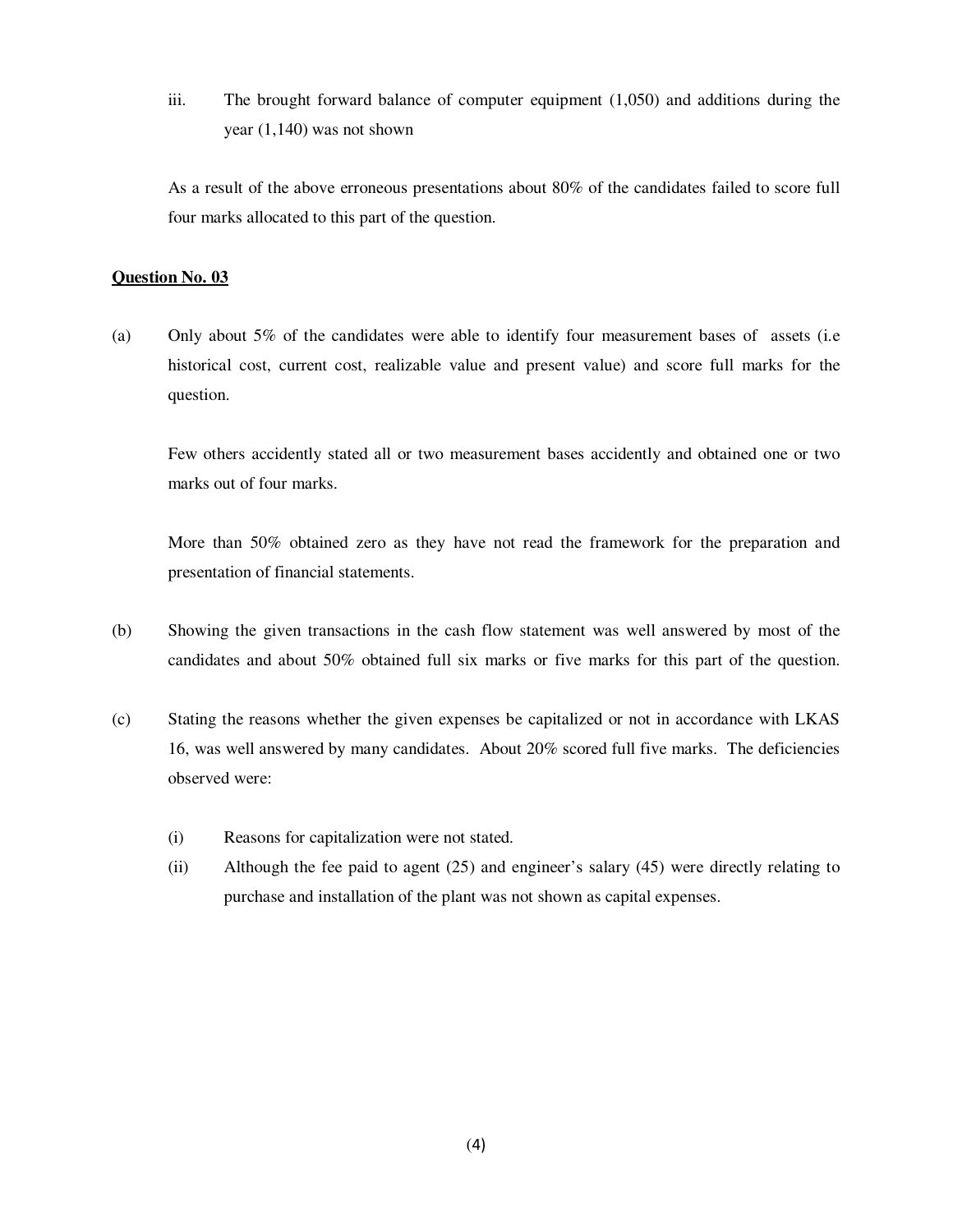iii. The brought forward balance of computer equipment (1,050) and additions during the year (1,140) was not shown

As a result of the above erroneous presentations about 80% of the candidates failed to score full four marks allocated to this part of the question.

**Question No. 03**

(a) Only about 5% of the candidates were able to identify four measurement bases of assets (i.e historical cost, current cost, realizable value and present value) and score full marks for the question.

Few others accidently stated all or two measurement bases accidently and obtained one or two marks out of four marks.

More than 50% obtained zero as they have not read the framework for the preparation and presentation of financial statements.

(b) Showing the given transactions in the cash flow statement was well answered by most of the candidates and about 50% obtained full six marks or five marks for this part of the question.

(c) Stating the reasons whether the given expenses be capitalized or not in accordance with LKAS 16, was well answered by many candidates. About 20% scored full five marks. The deficiencies observed were:

(i) Reasons for capitalization were not stated.

(ii) Although the fee paid to agent (25) and engineer's salary (45) were directly relating to purchase and installation of the plant was not shown as capital expenses.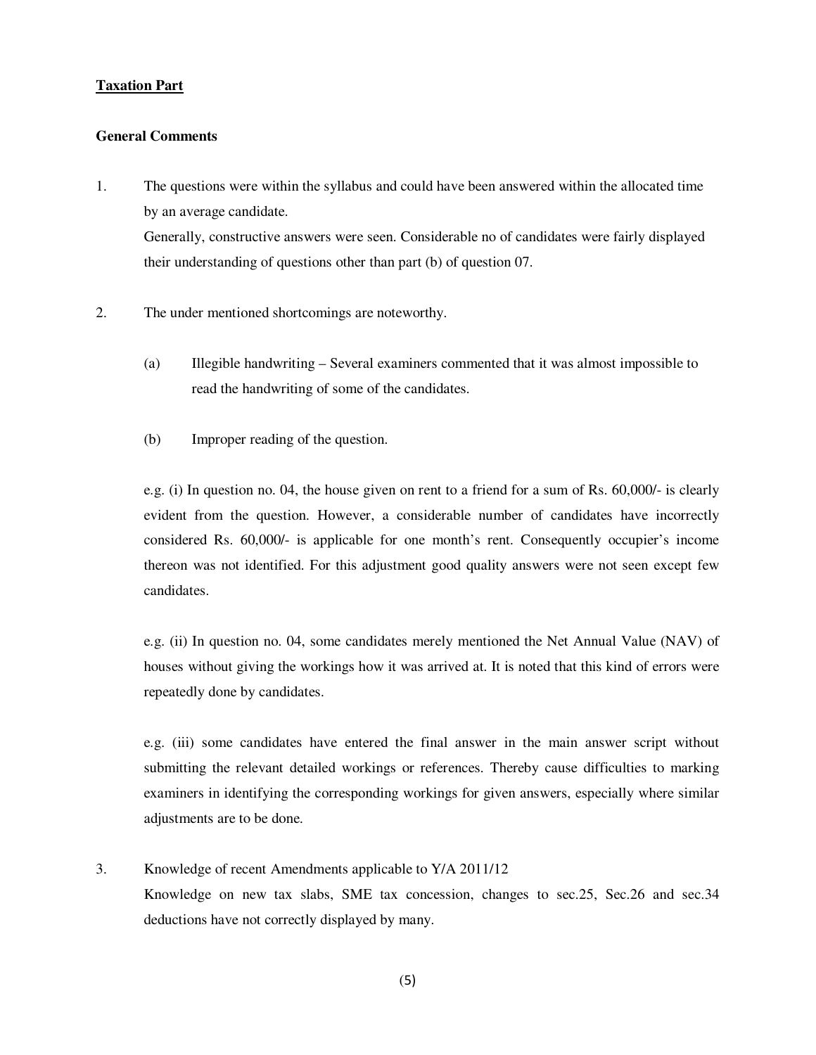**Taxation Part**

**General Comments**

1. The questions were within the syllabus and could have been answered within the allocated time by an average candidate.
   Generally, constructive answers were seen. Considerable no of candidates were fairly displayed their understanding of questions other than part (b) of question 07.

2. The under mentioned shortcomings are noteworthy.

   (a) Illegible handwriting – Several examiners commented that it was almost impossible to read the handwriting of some of the candidates.

   (b) Improper reading of the question.

   e.g. (i) In question no. 04, the house given on rent to a friend for a sum of Rs. 60,000/- is clearly evident from the question. However, a considerable number of candidates have incorrectly considered Rs. 60,000/- is applicable for one month's rent. Consequently occupier's income thereon was not identified. For this adjustment good quality answers were not seen except few candidates.

   e.g. (ii) In question no. 04, some candidates merely mentioned the Net Annual Value (NAV) of houses without giving the workings how it was arrived at. It is noted that this kind of errors were repeatedly done by candidates.

   e.g. (iii) some candidates have entered the final answer in the main answer script without submitting the relevant detailed workings or references. Thereby cause difficulties to marking examiners in identifying the corresponding workings for given answers, especially where similar adjustments are to be done.

3. Knowledge of recent Amendments applicable to Y/A 2011/12
   Knowledge on new tax slabs, SME tax concession, changes to sec.25, Sec.26 and sec.34 deductions have not correctly displayed by many.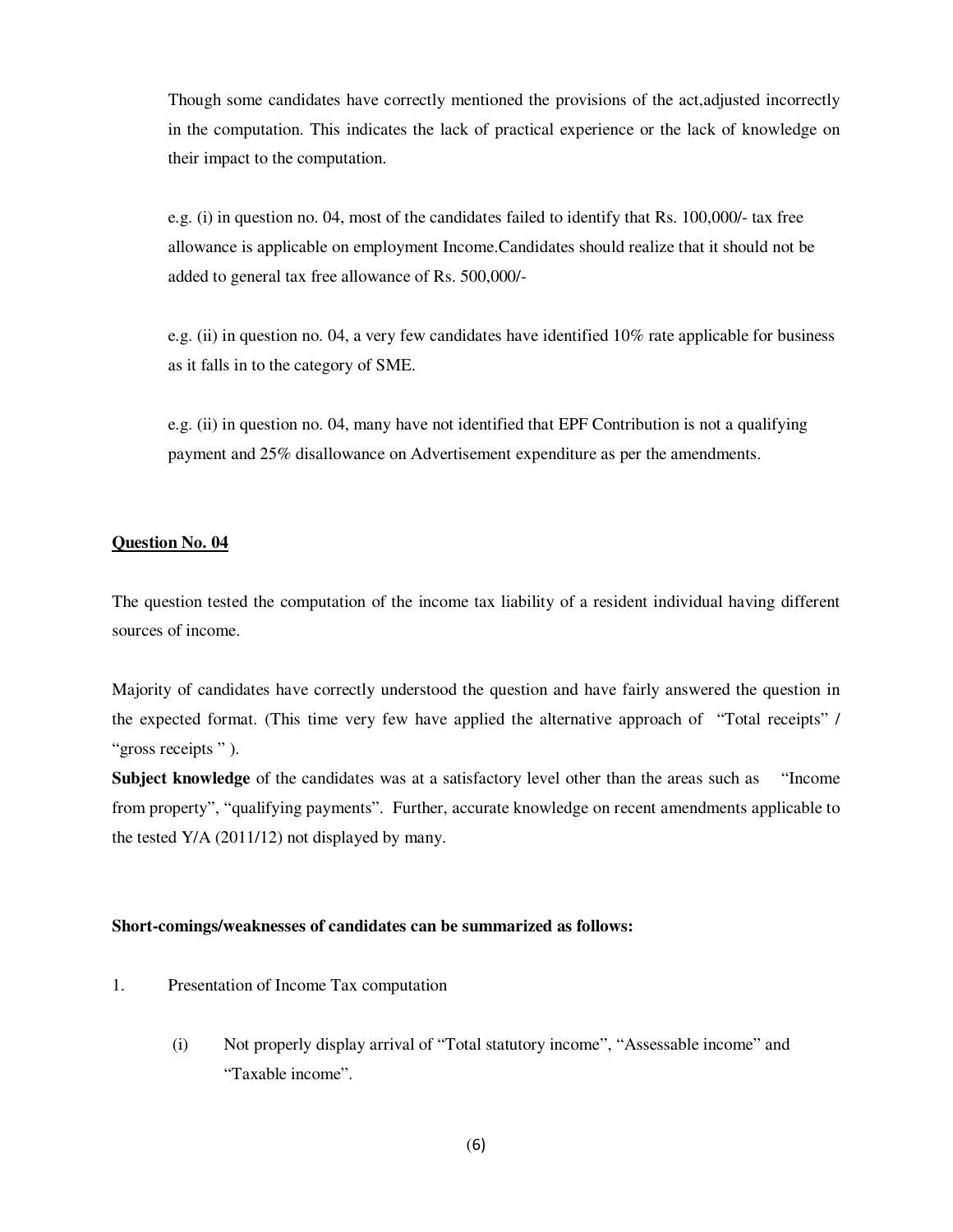Though some candidates have correctly mentioned the provisions of the act,adjusted incorrectly in the computation. This indicates the lack of practical experience or the lack of knowledge on their impact to the computation.

e.g. (i) in question no. 04, most of the candidates failed to identify that Rs. 100,000/- tax free allowance is applicable on employment Income.Candidates should realize that it should not be added to general tax free allowance of Rs. 500,000/-

e.g. (ii) in question no. 04, a very few candidates have identified 10% rate applicable for business as it falls in to the category of SME.

e.g. (ii) in question no. 04, many have not identified that EPF Contribution is not a qualifying payment and 25% disallowance on Advertisement expenditure as per the amendments.

**Question No. 04**

The question tested the computation of the income tax liability of a resident individual having different sources of income.

Majority of candidates have correctly understood the question and have fairly answered the question in the expected format. (This time very few have applied the alternative approach of "Total receipts" / "gross receipts " ).

**Subject knowledge** of the candidates was at a satisfactory level other than the areas such as "Income from property", "qualifying payments". Further, accurate knowledge on recent amendments applicable to the tested Y/A (2011/12) not displayed by many.

**Short-comings/weaknesses of candidates can be summarized as follows:**

1. Presentation of Income Tax computation

   (i) Not properly display arrival of "Total statutory income", "Assessable income" and "Taxable income".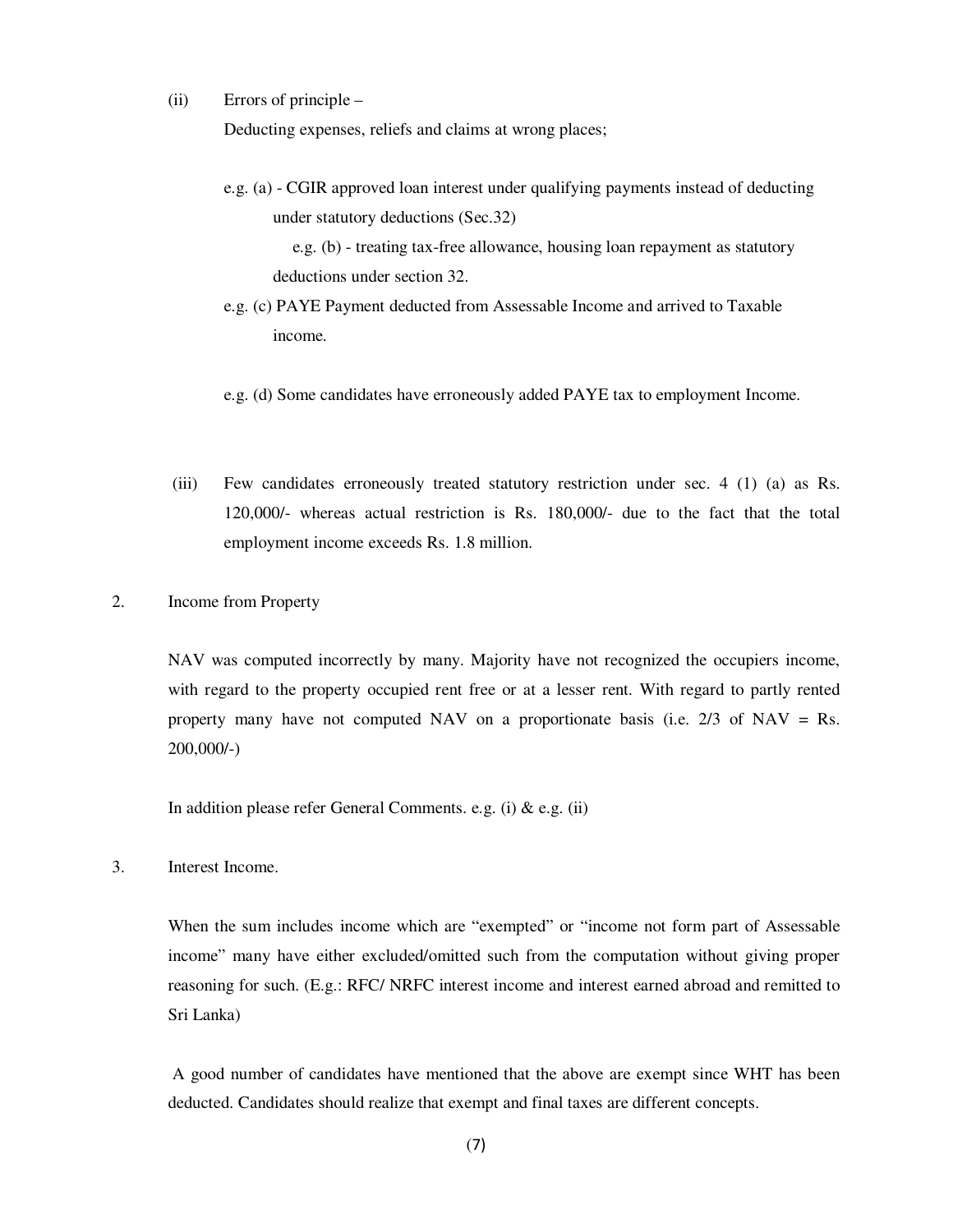(ii) Errors of principle –

Deducting expenses, reliefs and claims at wrong places;

e.g. (a) - CGIR approved loan interest under qualifying payments instead of deducting under statutory deductions (Sec.32)

e.g. (b) - treating tax-free allowance, housing loan repayment as statutory deductions under section 32.

e.g. (c) PAYE Payment deducted from Assessable Income and arrived to Taxable income.

e.g. (d) Some candidates have erroneously added PAYE tax to employment Income.

(iii) Few candidates erroneously treated statutory restriction under sec. 4 (1) (a) as Rs. 120,000/- whereas actual restriction is Rs. 180,000/- due to the fact that the total employment income exceeds Rs. 1.8 million.

2. Income from Property

NAV was computed incorrectly by many. Majority have not recognized the occupiers income, with regard to the property occupied rent free or at a lesser rent. With regard to partly rented property many have not computed NAV on a proportionate basis (i.e. 2/3 of NAV = Rs. 200,000/-)

In addition please refer General Comments. e.g. (i) & e.g. (ii)

3. Interest Income.

When the sum includes income which are "exempted" or "income not form part of Assessable income" many have either excluded/omitted such from the computation without giving proper reasoning for such. (E.g.: RFC/ NRFC interest income and interest earned abroad and remitted to Sri Lanka)

A good number of candidates have mentioned that the above are exempt since WHT has been deducted. Candidates should realize that exempt and final taxes are different concepts.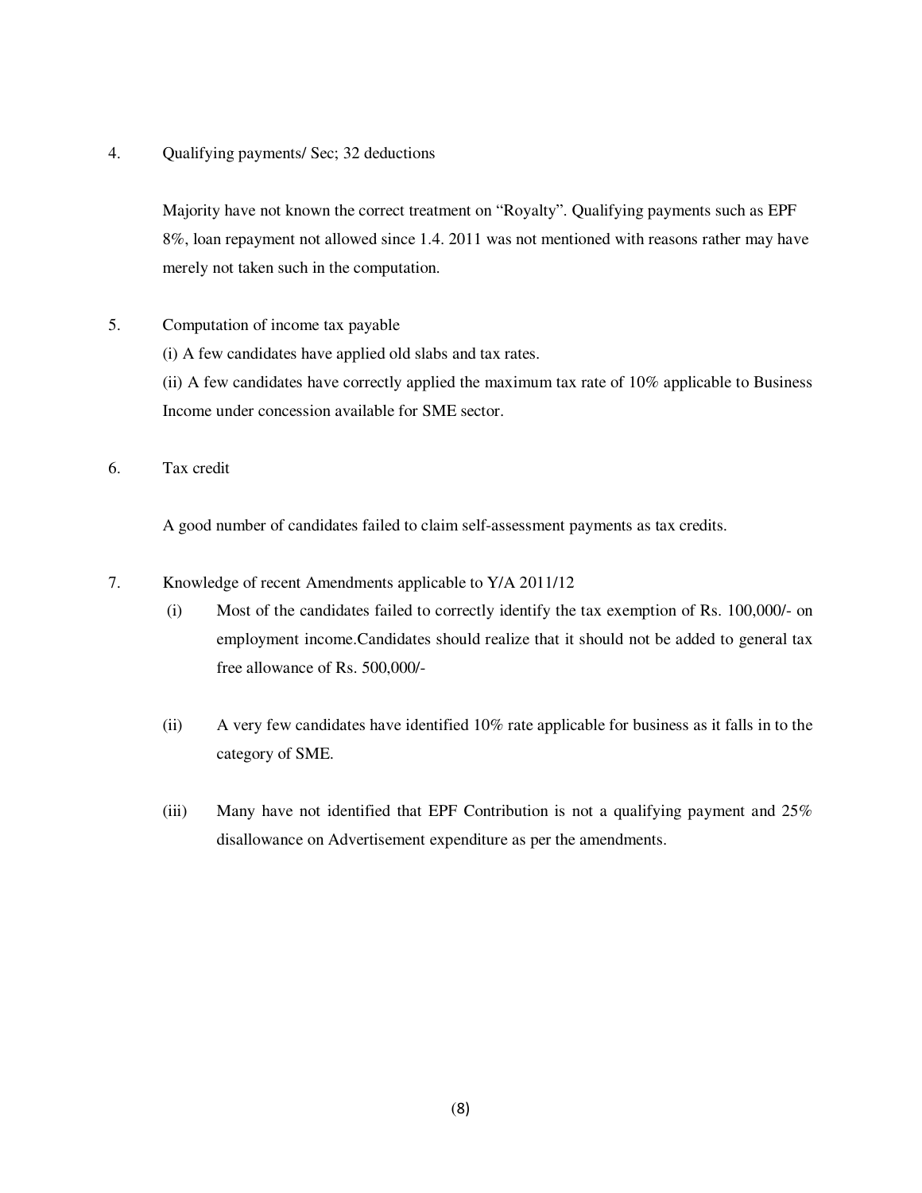4. Qualifying payments/ Sec; 32 deductions

   Majority have not known the correct treatment on "Royalty". Qualifying payments such as EPF 8%, loan repayment not allowed since 1.4. 2011 was not mentioned with reasons rather may have merely not taken such in the computation.

5. Computation of income tax payable

   (i) A few candidates have applied old slabs and tax rates.

   (ii) A few candidates have correctly applied the maximum tax rate of 10% applicable to Business Income under concession available for SME sector.

6. Tax credit

   A good number of candidates failed to claim self-assessment payments as tax credits.

7. Knowledge of recent Amendments applicable to Y/A 2011/12

   (i) Most of the candidates failed to correctly identify the tax exemption of Rs. 100,000/- on employment income.Candidates should realize that it should not be added to general tax free allowance of Rs. 500,000/-

   (ii) A very few candidates have identified 10% rate applicable for business as it falls in to the category of SME.

   (iii) Many have not identified that EPF Contribution is not a qualifying payment and 25% disallowance on Advertisement expenditure as per the amendments.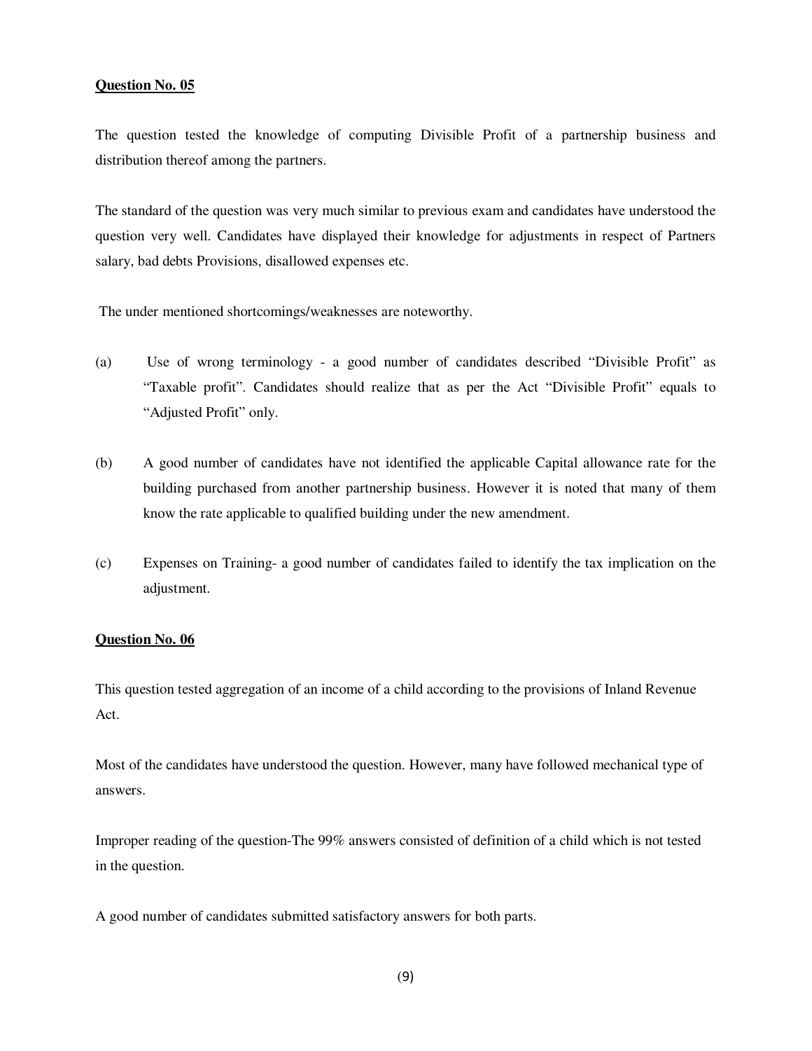**Question No. 05**

The question tested the knowledge of computing Divisible Profit of a partnership business and distribution thereof among the partners.

The standard of the question was very much similar to previous exam and candidates have understood the question very well. Candidates have displayed their knowledge for adjustments in respect of Partners salary, bad debts Provisions, disallowed expenses etc.

The under mentioned shortcomings/weaknesses are noteworthy.

(a) Use of wrong terminology - a good number of candidates described "Divisible Profit" as "Taxable profit". Candidates should realize that as per the Act "Divisible Profit" equals to "Adjusted Profit" only.

(b) A good number of candidates have not identified the applicable Capital allowance rate for the building purchased from another partnership business. However it is noted that many of them know the rate applicable to qualified building under the new amendment.

(c) Expenses on Training- a good number of candidates failed to identify the tax implication on the adjustment.

**Question No. 06**

This question tested aggregation of an income of a child according to the provisions of Inland Revenue Act.

Most of the candidates have understood the question. However, many have followed mechanical type of answers.

Improper reading of the question-The 99% answers consisted of definition of a child which is not tested in the question.

A good number of candidates submitted satisfactory answers for both parts.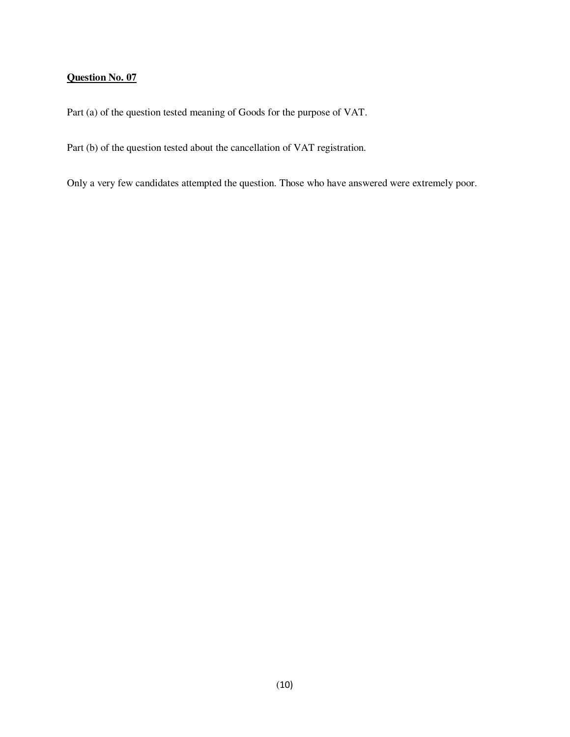**Question No. 07**

Part (a) of the question tested meaning of Goods for the purpose of VAT.

Part (b) of the question tested about the cancellation of VAT registration.

Only a very few candidates attempted the question. Those who have answered were extremely poor.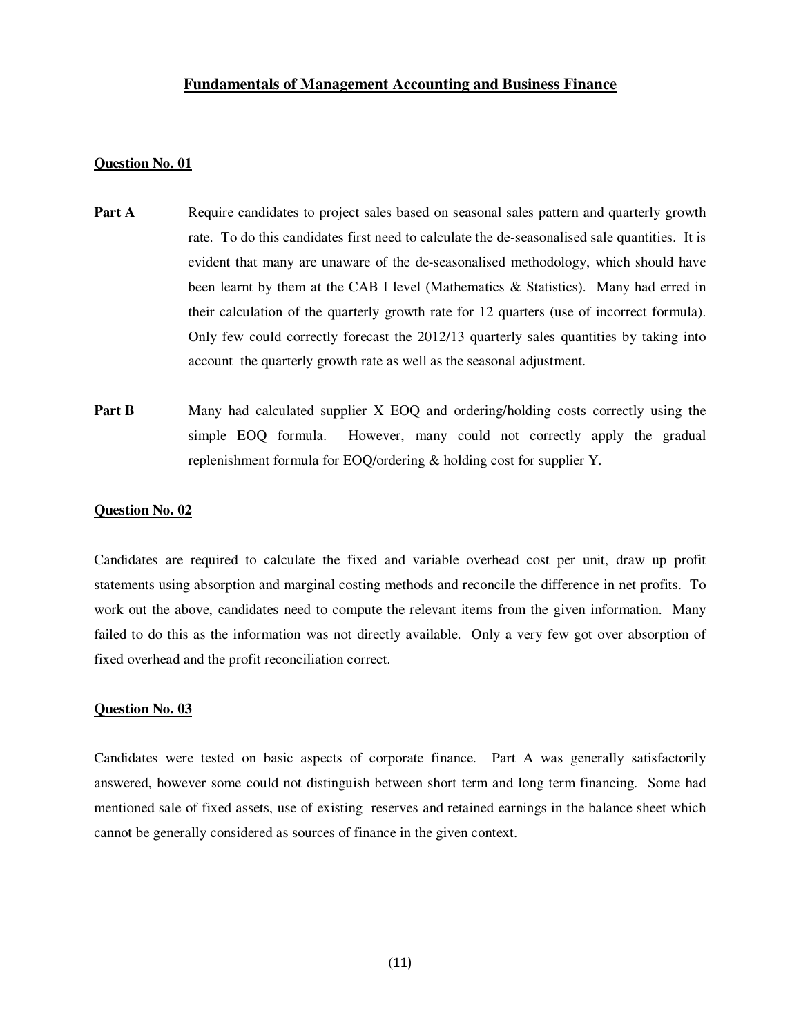## Fundamentals of Management Accounting and Business Finance

### Question No. 01

**Part A** Require candidates to project sales based on seasonal sales pattern and quarterly growth rate. To do this candidates first need to calculate the de-seasonalised sale quantities. It is evident that many are unaware of the de-seasonalised methodology, which should have been learnt by them at the CAB I level (Mathematics & Statistics). Many had erred in their calculation of the quarterly growth rate for 12 quarters (use of incorrect formula). Only few could correctly forecast the 2012/13 quarterly sales quantities by taking into account the quarterly growth rate as well as the seasonal adjustment.

**Part B** Many had calculated supplier X EOQ and ordering/holding costs correctly using the simple EOQ formula. However, many could not correctly apply the gradual replenishment formula for EOQ/ordering & holding cost for supplier Y.

### Question No. 02

Candidates are required to calculate the fixed and variable overhead cost per unit, draw up profit statements using absorption and marginal costing methods and reconcile the difference in net profits. To work out the above, candidates need to compute the relevant items from the given information. Many failed to do this as the information was not directly available. Only a very few got over absorption of fixed overhead and the profit reconciliation correct.

### Question No. 03

Candidates were tested on basic aspects of corporate finance. Part A was generally satisfactorily answered, however some could not distinguish between short term and long term financing. Some had mentioned sale of fixed assets, use of existing reserves and retained earnings in the balance sheet which cannot be generally considered as sources of finance in the given context.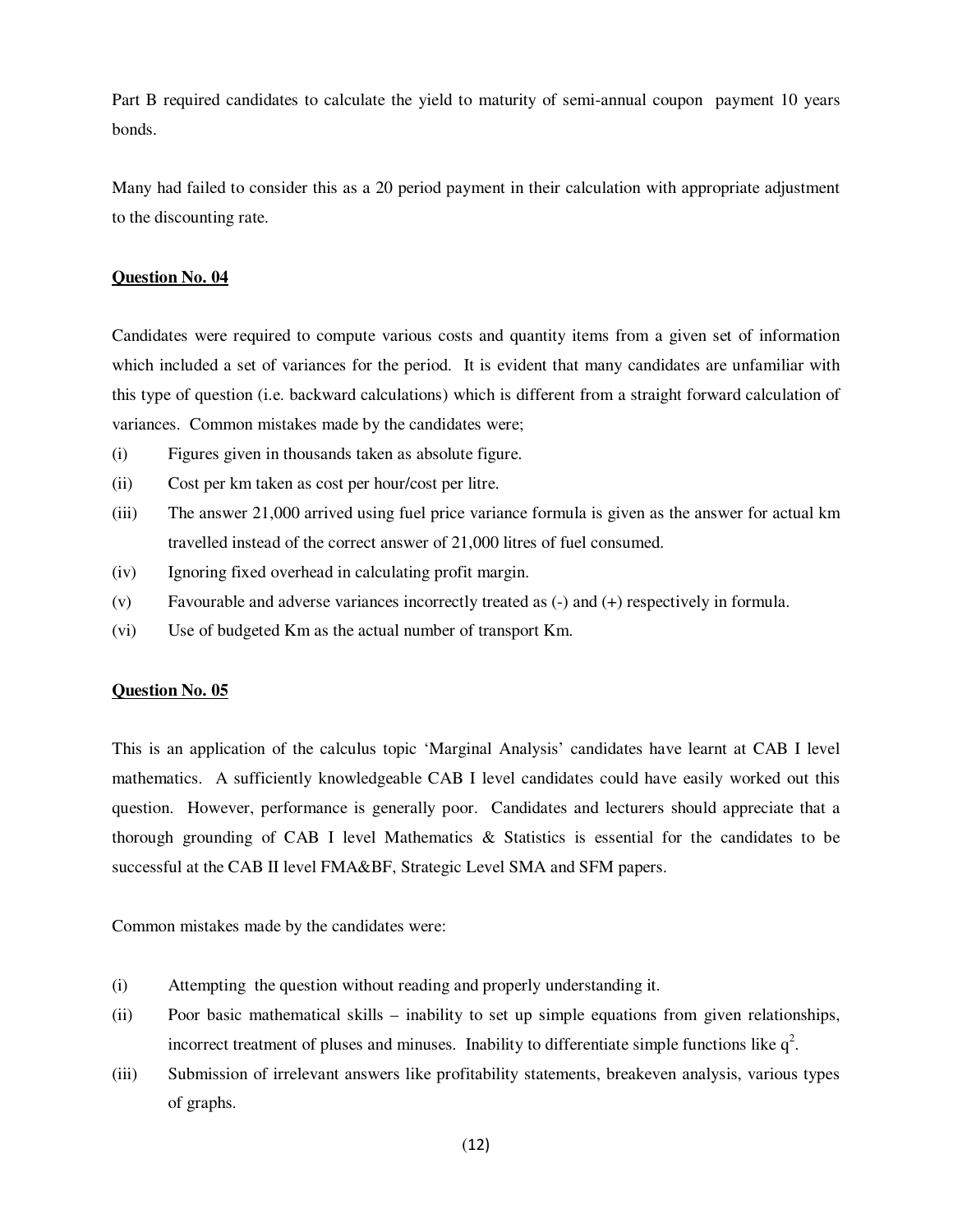Part B required candidates to calculate the yield to maturity of semi-annual coupon payment 10 years bonds.

Many had failed to consider this as a 20 period payment in their calculation with appropriate adjustment to the discounting rate.

**Question No. 04**

Candidates were required to compute various costs and quantity items from a given set of information which included a set of variances for the period. It is evident that many candidates are unfamiliar with this type of question (i.e. backward calculations) which is different from a straight forward calculation of variances. Common mistakes made by the candidates were;

(i) Figures given in thousands taken as absolute figure.

(ii) Cost per km taken as cost per hour/cost per litre.

(iii) The answer 21,000 arrived using fuel price variance formula is given as the answer for actual km travelled instead of the correct answer of 21,000 litres of fuel consumed.

(iv) Ignoring fixed overhead in calculating profit margin.

(v) Favourable and adverse variances incorrectly treated as (-) and (+) respectively in formula.

(vi) Use of budgeted Km as the actual number of transport Km.

**Question No. 05**

This is an application of the calculus topic 'Marginal Analysis' candidates have learnt at CAB I level mathematics. A sufficiently knowledgeable CAB I level candidates could have easily worked out this question. However, performance is generally poor. Candidates and lecturers should appreciate that a thorough grounding of CAB I level Mathematics & Statistics is essential for the candidates to be successful at the CAB II level FMA&BF, Strategic Level SMA and SFM papers.

Common mistakes made by the candidates were:

(i) Attempting the question without reading and properly understanding it.

(ii) Poor basic mathematical skills – inability to set up simple equations from given relationships, incorrect treatment of pluses and minuses. Inability to differentiate simple functions like $q^2$.

(iii) Submission of irrelevant answers like profitability statements, breakeven analysis, various types of graphs.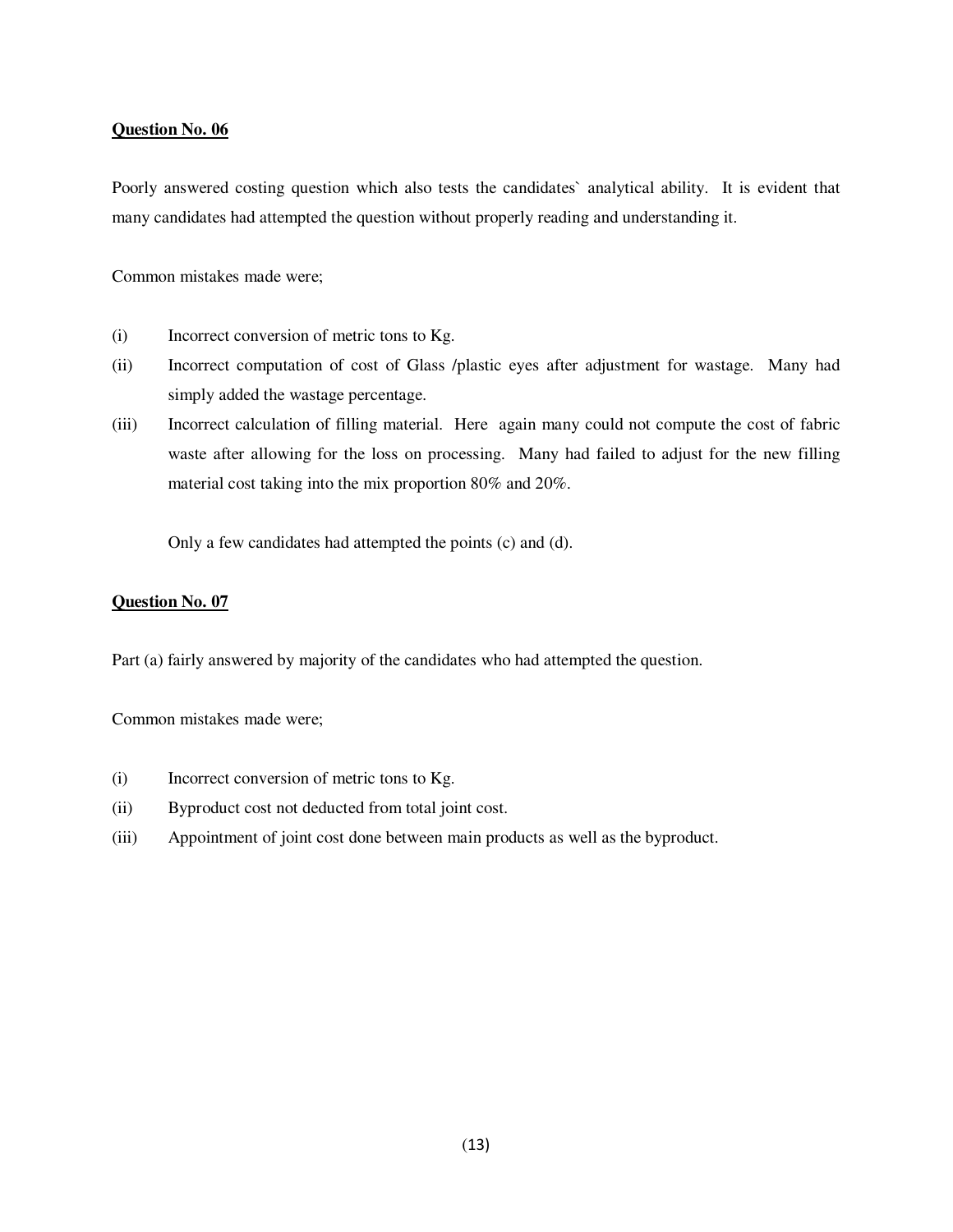**Question No. 06**

Poorly answered costing question which also tests the candidates` analytical ability. It is evident that many candidates had attempted the question without properly reading and understanding it.

Common mistakes made were;

(i) Incorrect conversion of metric tons to Kg.

(ii) Incorrect computation of cost of Glass /plastic eyes after adjustment for wastage. Many had simply added the wastage percentage.

(iii) Incorrect calculation of filling material. Here again many could not compute the cost of fabric waste after allowing for the loss on processing. Many had failed to adjust for the new filling material cost taking into the mix proportion 80% and 20%.

Only a few candidates had attempted the points (c) and (d).

**Question No. 07**

Part (a) fairly answered by majority of the candidates who had attempted the question.

Common mistakes made were;

(i) Incorrect conversion of metric tons to Kg.

(ii) Byproduct cost not deducted from total joint cost.

(iii) Appointment of joint cost done between main products as well as the byproduct.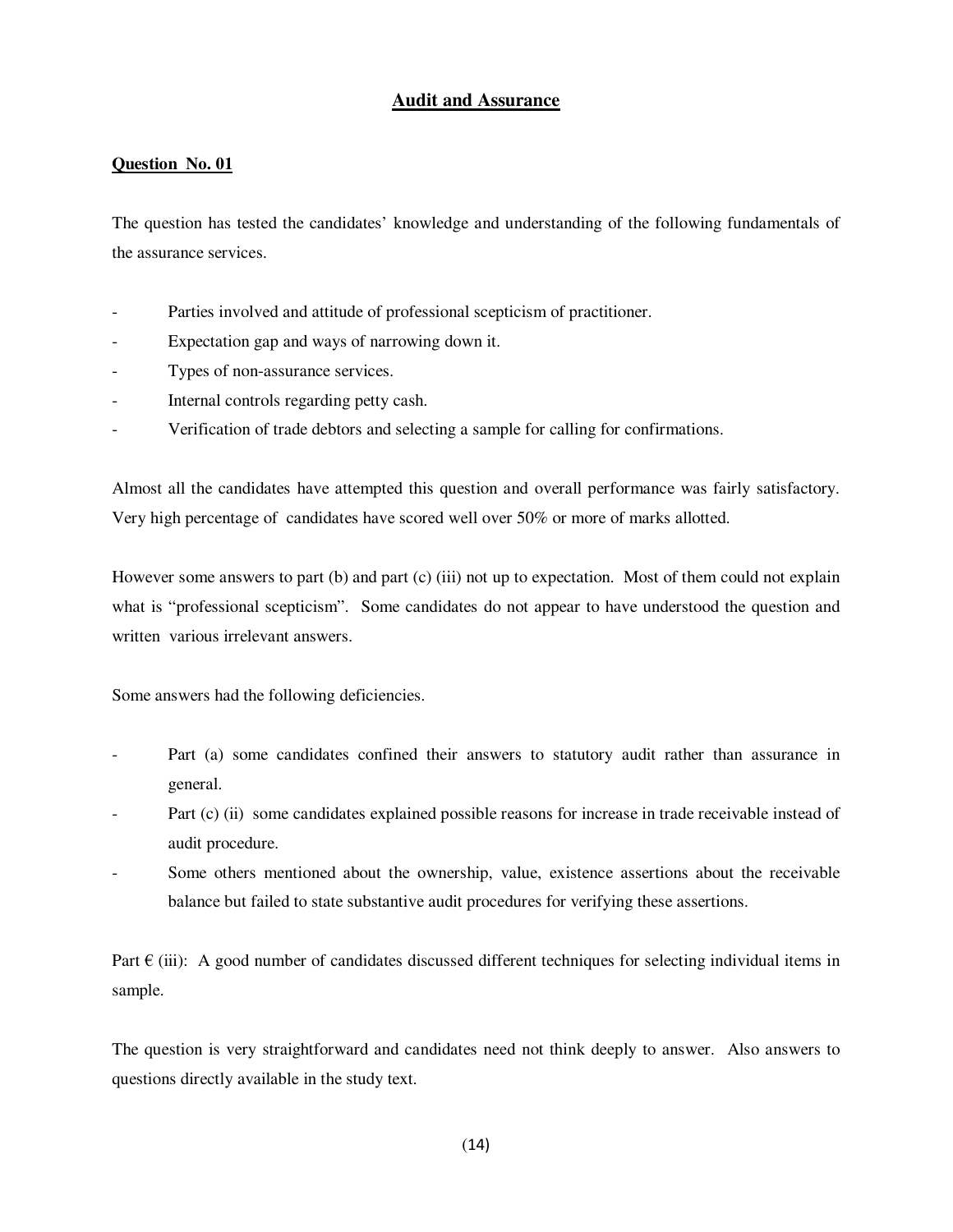# Audit and Assurance

## Question No. 01

The question has tested the candidates' knowledge and understanding of the following fundamentals of the assurance services.

- Parties involved and attitude of professional scepticism of practitioner.
- Expectation gap and ways of narrowing down it.
- Types of non-assurance services.
- Internal controls regarding petty cash.
- Verification of trade debtors and selecting a sample for calling for confirmations.

Almost all the candidates have attempted this question and overall performance was fairly satisfactory. Very high percentage of candidates have scored well over 50% or more of marks allotted.

However some answers to part (b) and part (c) (iii) not up to expectation. Most of them could not explain what is "professional scepticism". Some candidates do not appear to have understood the question and written various irrelevant answers.

Some answers had the following deficiencies.

- Part (a) some candidates confined their answers to statutory audit rather than assurance in general.
- Part (c) (ii) some candidates explained possible reasons for increase in trade receivable instead of audit procedure.
- Some others mentioned about the ownership, value, existence assertions about the receivable balance but failed to state substantive audit procedures for verifying these assertions.

Part € (iii): A good number of candidates discussed different techniques for selecting individual items in sample.

The question is very straightforward and candidates need not think deeply to answer. Also answers to questions directly available in the study text.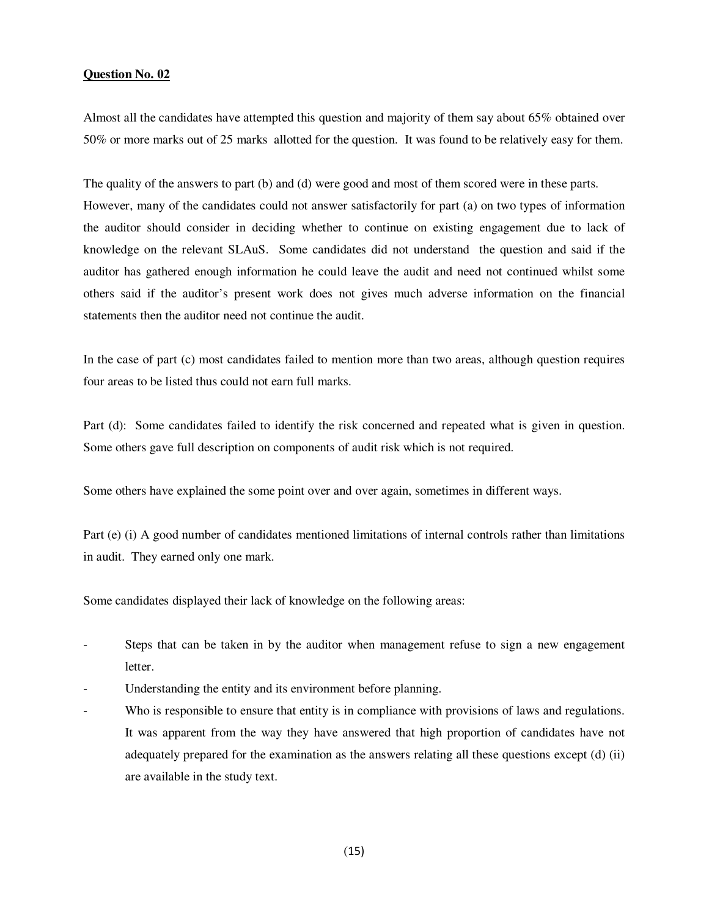**Question No. 02**

Almost all the candidates have attempted this question and majority of them say about 65% obtained over 50% or more marks out of 25 marks allotted for the question. It was found to be relatively easy for them.

The quality of the answers to part (b) and (d) were good and most of them scored were in these parts. However, many of the candidates could not answer satisfactorily for part (a) on two types of information the auditor should consider in deciding whether to continue on existing engagement due to lack of knowledge on the relevant SLAuS. Some candidates did not understand the question and said if the auditor has gathered enough information he could leave the audit and need not continued whilst some others said if the auditor's present work does not gives much adverse information on the financial statements then the auditor need not continue the audit.

In the case of part (c) most candidates failed to mention more than two areas, although question requires four areas to be listed thus could not earn full marks.

Part (d): Some candidates failed to identify the risk concerned and repeated what is given in question. Some others gave full description on components of audit risk which is not required.

Some others have explained the some point over and over again, sometimes in different ways.

Part (e) (i) A good number of candidates mentioned limitations of internal controls rather than limitations in audit. They earned only one mark.

Some candidates displayed their lack of knowledge on the following areas:

- Steps that can be taken in by the auditor when management refuse to sign a new engagement letter.
- Understanding the entity and its environment before planning.
- Who is responsible to ensure that entity is in compliance with provisions of laws and regulations. It was apparent from the way they have answered that high proportion of candidates have not adequately prepared for the examination as the answers relating all these questions except (d) (ii) are available in the study text.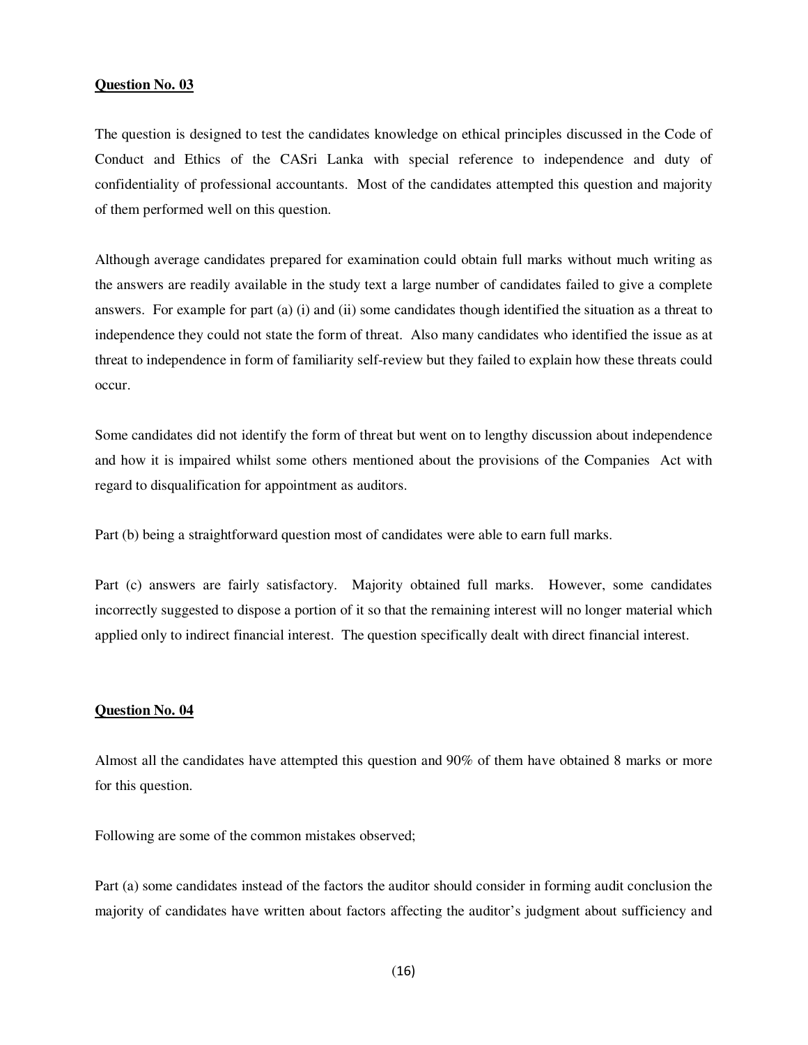**Question No. 03**

The question is designed to test the candidates knowledge on ethical principles discussed in the Code of Conduct and Ethics of the CASri Lanka with special reference to independence and duty of confidentiality of professional accountants. Most of the candidates attempted this question and majority of them performed well on this question.

Although average candidates prepared for examination could obtain full marks without much writing as the answers are readily available in the study text a large number of candidates failed to give a complete answers. For example for part (a) (i) and (ii) some candidates though identified the situation as a threat to independence they could not state the form of threat. Also many candidates who identified the issue as at threat to independence in form of familiarity self-review but they failed to explain how these threats could occur.

Some candidates did not identify the form of threat but went on to lengthy discussion about independence and how it is impaired whilst some others mentioned about the provisions of the Companies Act with regard to disqualification for appointment as auditors.

Part (b) being a straightforward question most of candidates were able to earn full marks.

Part (c) answers are fairly satisfactory. Majority obtained full marks. However, some candidates incorrectly suggested to dispose a portion of it so that the remaining interest will no longer material which applied only to indirect financial interest. The question specifically dealt with direct financial interest.

**Question No. 04**

Almost all the candidates have attempted this question and 90% of them have obtained 8 marks or more for this question.

Following are some of the common mistakes observed;

Part (a) some candidates instead of the factors the auditor should consider in forming audit conclusion the majority of candidates have written about factors affecting the auditor's judgment about sufficiency and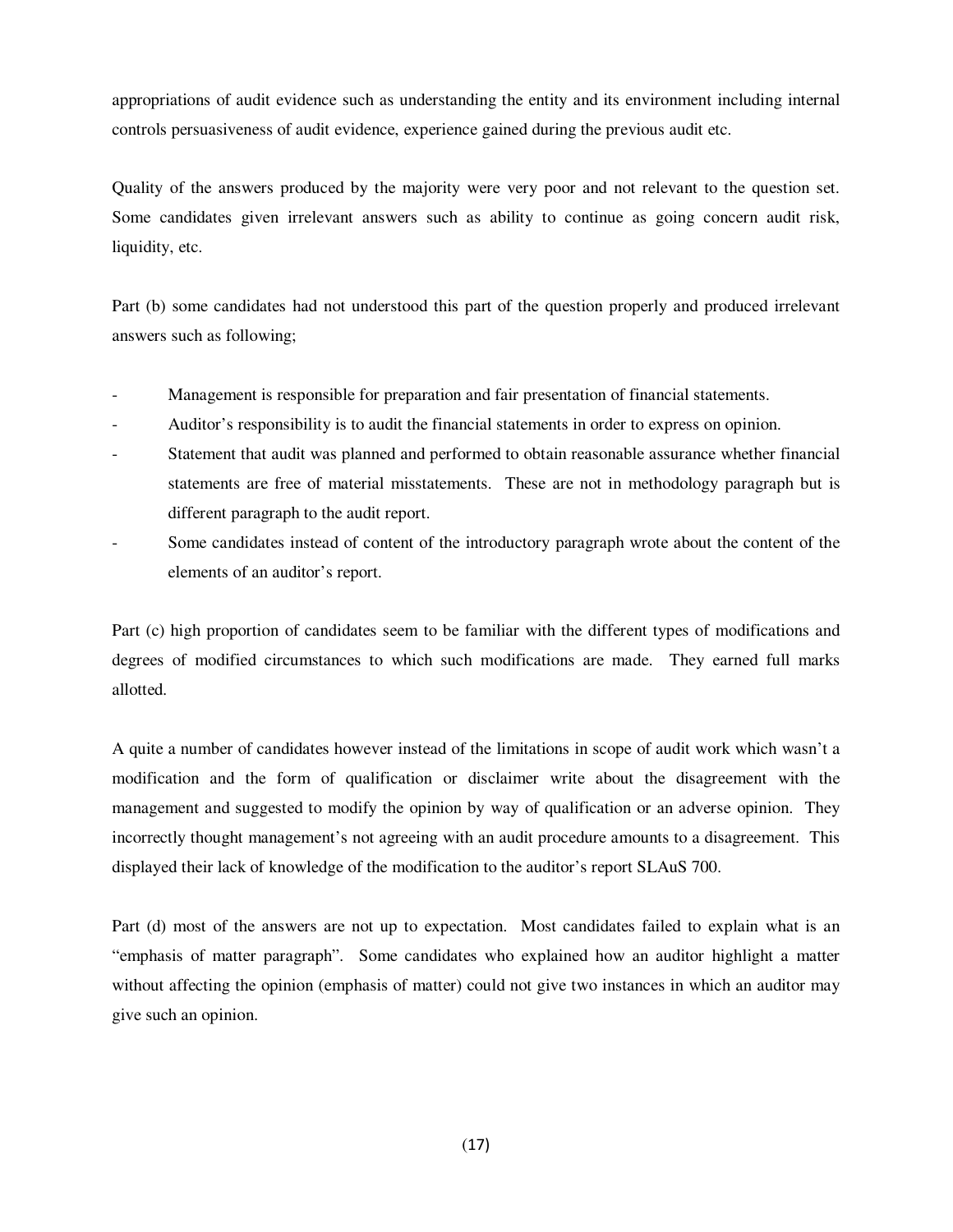appropriations of audit evidence such as understanding the entity and its environment including internal controls persuasiveness of audit evidence, experience gained during the previous audit etc.

Quality of the answers produced by the majority were very poor and not relevant to the question set. Some candidates given irrelevant answers such as ability to continue as going concern audit risk, liquidity, etc.

Part (b) some candidates had not understood this part of the question properly and produced irrelevant answers such as following;

- Management is responsible for preparation and fair presentation of financial statements.
- Auditor's responsibility is to audit the financial statements in order to express on opinion.
- Statement that audit was planned and performed to obtain reasonable assurance whether financial statements are free of material misstatements. These are not in methodology paragraph but is different paragraph to the audit report.
- Some candidates instead of content of the introductory paragraph wrote about the content of the elements of an auditor's report.

Part (c) high proportion of candidates seem to be familiar with the different types of modifications and degrees of modified circumstances to which such modifications are made. They earned full marks allotted.

A quite a number of candidates however instead of the limitations in scope of audit work which wasn't a modification and the form of qualification or disclaimer write about the disagreement with the management and suggested to modify the opinion by way of qualification or an adverse opinion. They incorrectly thought management's not agreeing with an audit procedure amounts to a disagreement. This displayed their lack of knowledge of the modification to the auditor's report SLAuS 700.

Part (d) most of the answers are not up to expectation. Most candidates failed to explain what is an "emphasis of matter paragraph". Some candidates who explained how an auditor highlight a matter without affecting the opinion (emphasis of matter) could not give two instances in which an auditor may give such an opinion.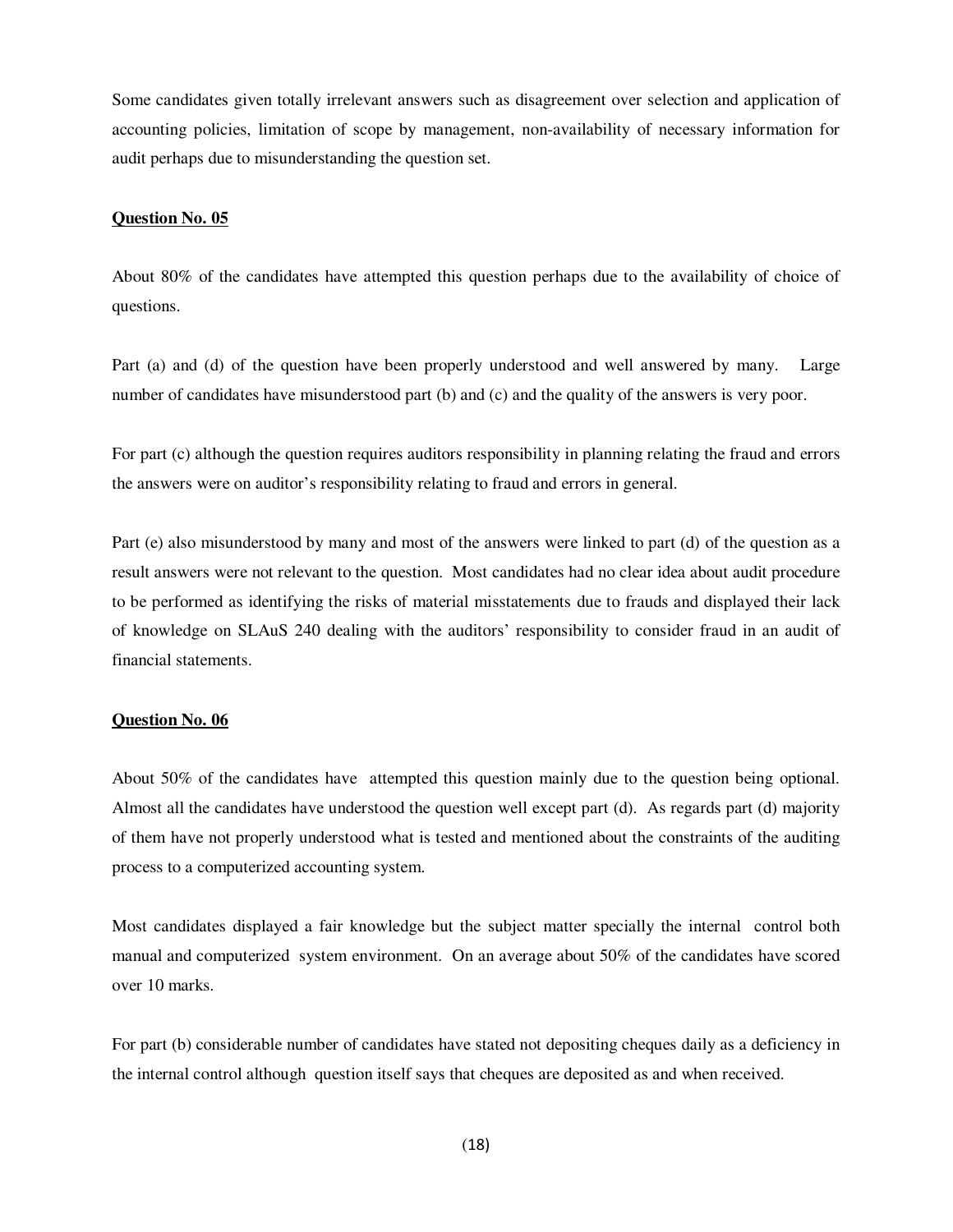Some candidates given totally irrelevant answers such as disagreement over selection and application of accounting policies, limitation of scope by management, non-availability of necessary information for audit perhaps due to misunderstanding the question set.

**Question No. 05**

About 80% of the candidates have attempted this question perhaps due to the availability of choice of questions.

Part (a) and (d) of the question have been properly understood and well answered by many. Large number of candidates have misunderstood part (b) and (c) and the quality of the answers is very poor.

For part (c) although the question requires auditors responsibility in planning relating the fraud and errors the answers were on auditor's responsibility relating to fraud and errors in general.

Part (e) also misunderstood by many and most of the answers were linked to part (d) of the question as a result answers were not relevant to the question. Most candidates had no clear idea about audit procedure to be performed as identifying the risks of material misstatements due to frauds and displayed their lack of knowledge on SLAuS 240 dealing with the auditors' responsibility to consider fraud in an audit of financial statements.

**Question No. 06**

About 50% of the candidates have attempted this question mainly due to the question being optional. Almost all the candidates have understood the question well except part (d). As regards part (d) majority of them have not properly understood what is tested and mentioned about the constraints of the auditing process to a computerized accounting system.

Most candidates displayed a fair knowledge but the subject matter specially the internal control both manual and computerized system environment. On an average about 50% of the candidates have scored over 10 marks.

For part (b) considerable number of candidates have stated not depositing cheques daily as a deficiency in the internal control although question itself says that cheques are deposited as and when received.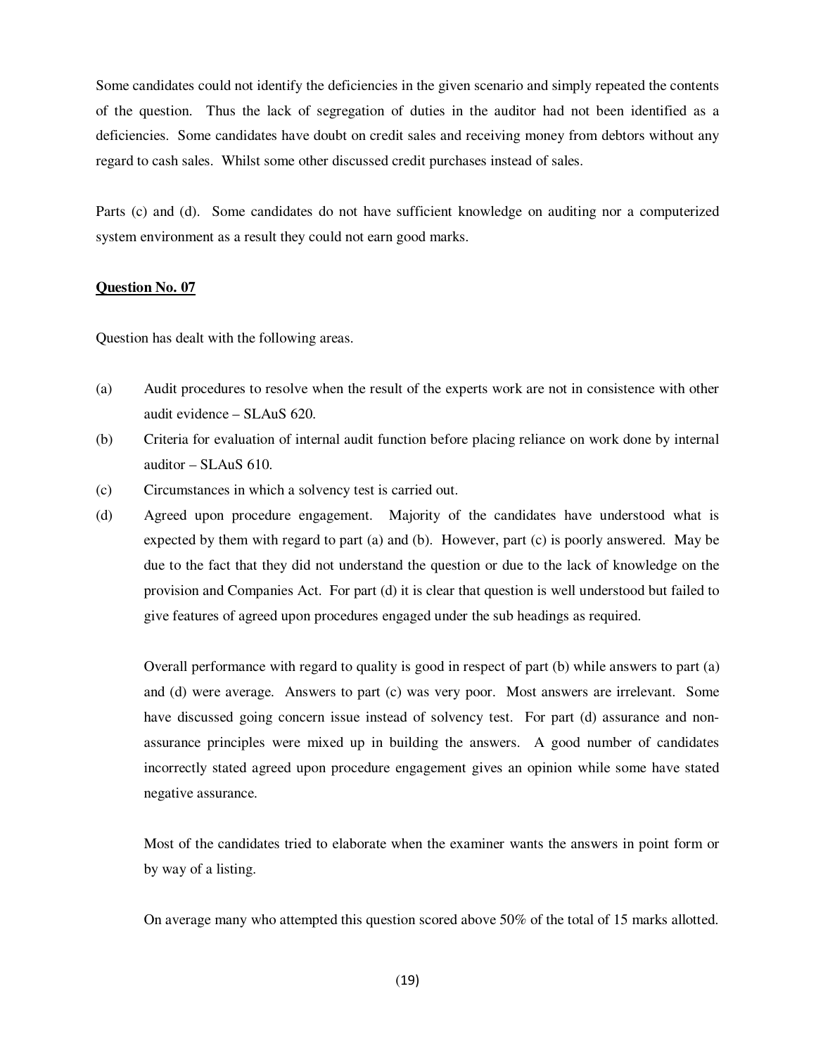Some candidates could not identify the deficiencies in the given scenario and simply repeated the contents of the question. Thus the lack of segregation of duties in the auditor had not been identified as a deficiencies. Some candidates have doubt on credit sales and receiving money from debtors without any regard to cash sales. Whilst some other discussed credit purchases instead of sales.

Parts (c) and (d). Some candidates do not have sufficient knowledge on auditing nor a computerized system environment as a result they could not earn good marks.

**Question No. 07**

Question has dealt with the following areas.

(a) Audit procedures to resolve when the result of the experts work are not in consistence with other audit evidence – SLAuS 620.

(b) Criteria for evaluation of internal audit function before placing reliance on work done by internal auditor – SLAuS 610.

(c) Circumstances in which a solvency test is carried out.

(d) Agreed upon procedure engagement. Majority of the candidates have understood what is expected by them with regard to part (a) and (b). However, part (c) is poorly answered. May be due to the fact that they did not understand the question or due to the lack of knowledge on the provision and Companies Act. For part (d) it is clear that question is well understood but failed to give features of agreed upon procedures engaged under the sub headings as required.

Overall performance with regard to quality is good in respect of part (b) while answers to part (a) and (d) were average. Answers to part (c) was very poor. Most answers are irrelevant. Some have discussed going concern issue instead of solvency test. For part (d) assurance and non-assurance principles were mixed up in building the answers. A good number of candidates incorrectly stated agreed upon procedure engagement gives an opinion while some have stated negative assurance.

Most of the candidates tried to elaborate when the examiner wants the answers in point form or by way of a listing.

On average many who attempted this question scored above 50% of the total of 15 marks allotted.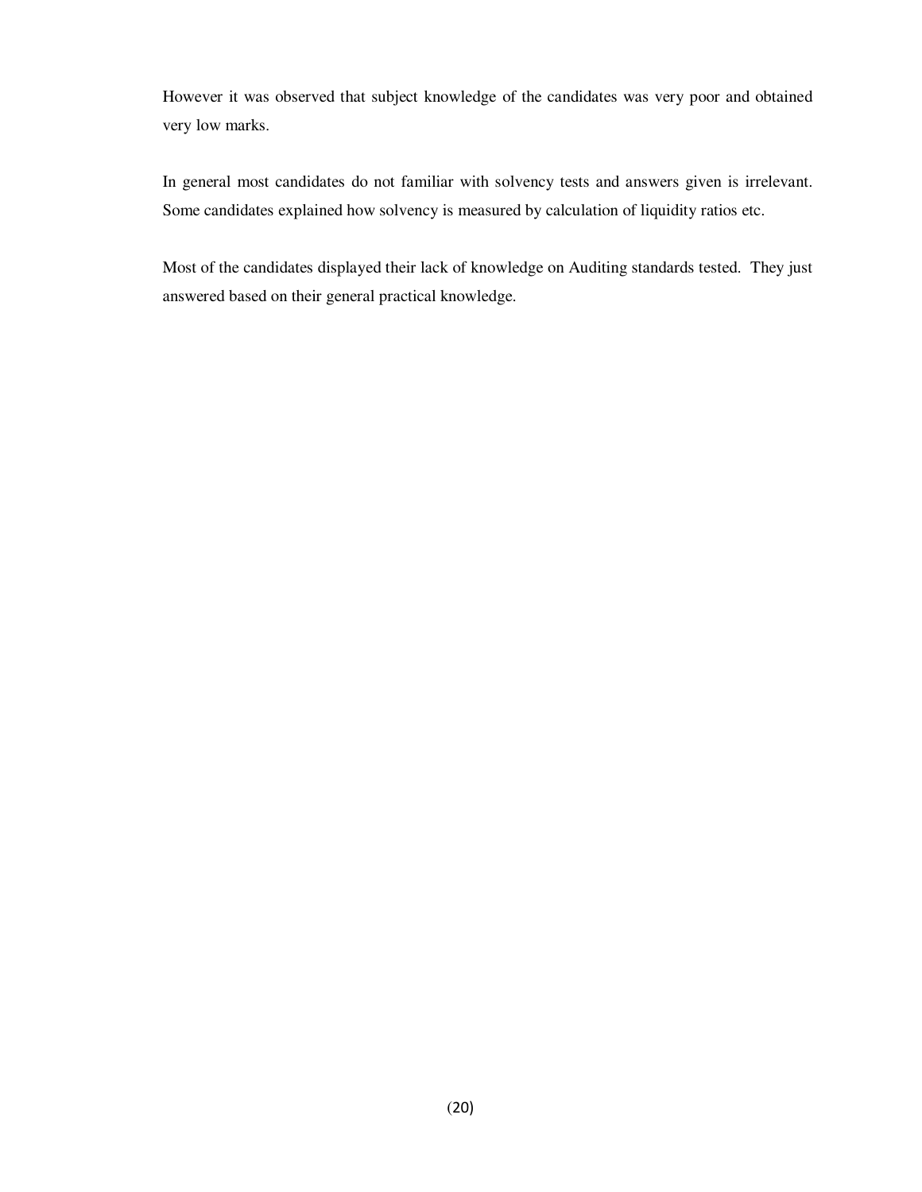However it was observed that subject knowledge of the candidates was very poor and obtained very low marks.

In general most candidates do not familiar with solvency tests and answers given is irrelevant. Some candidates explained how solvency is measured by calculation of liquidity ratios etc.

Most of the candidates displayed their lack of knowledge on Auditing standards tested. They just answered based on their general practical knowledge.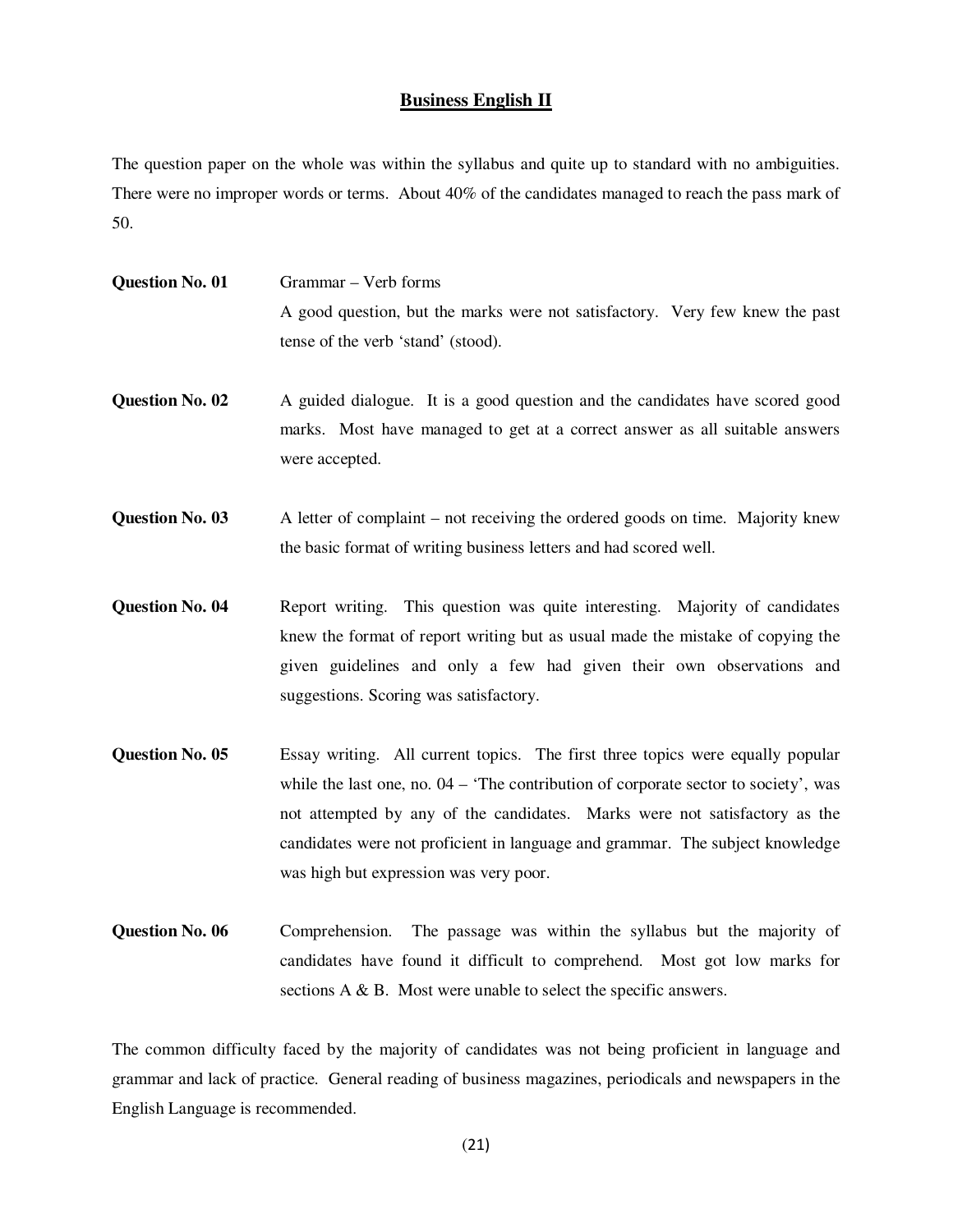# Business English II

The question paper on the whole was within the syllabus and quite up to standard with no ambiguities. There were no improper words or terms. About 40% of the candidates managed to reach the pass mark of 50.

**Question No. 01** Grammar – Verb forms
A good question, but the marks were not satisfactory. Very few knew the past tense of the verb 'stand' (stood).

**Question No. 02** A guided dialogue. It is a good question and the candidates have scored good marks. Most have managed to get at a correct answer as all suitable answers were accepted.

**Question No. 03** A letter of complaint – not receiving the ordered goods on time. Majority knew the basic format of writing business letters and had scored well.

**Question No. 04** Report writing. This question was quite interesting. Majority of candidates knew the format of report writing but as usual made the mistake of copying the given guidelines and only a few had given their own observations and suggestions. Scoring was satisfactory.

**Question No. 05** Essay writing. All current topics. The first three topics were equally popular while the last one, no. 04 – 'The contribution of corporate sector to society', was not attempted by any of the candidates. Marks were not satisfactory as the candidates were not proficient in language and grammar. The subject knowledge was high but expression was very poor.

**Question No. 06** Comprehension. The passage was within the syllabus but the majority of candidates have found it difficult to comprehend. Most got low marks for sections A & B. Most were unable to select the specific answers.

The common difficulty faced by the majority of candidates was not being proficient in language and grammar and lack of practice. General reading of business magazines, periodicals and newspapers in the English Language is recommended.